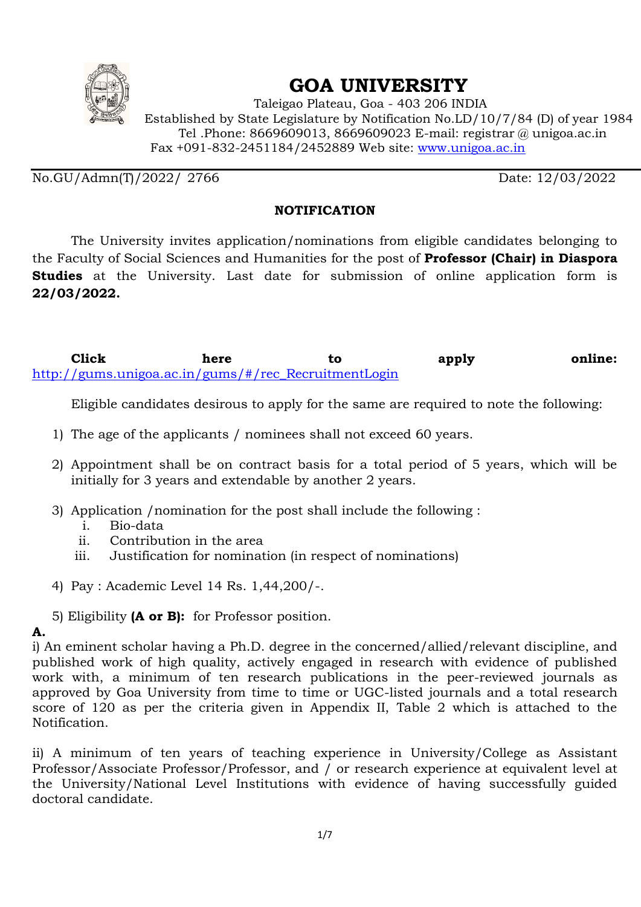# GOA UNIVERSITY

Taleigao Plateau, Goa - 403 206 INDIA

Established by State Legislature by Notification No.LD/10/7/84 (D) of year 1984

Tel .Phone: 8669609013, 8669609023 E-mail: registrar @ unigoa.ac.in

Fax +091-832-2451184/2452889 Web site: www.unigoa.ac.in

No.GU/Admn(T)/2022/ 2766 Date: 12/03/2022

## NOTIFICATION

The University invites application/nominations from eligible candidates belonging to the Faculty of Social Sciences and Humanities for the post of **Professor (Chair) in Diaspora Studies** at the University. Last date for submission of online application form is **22/03/2022.**

**Click here to apply online:** http://gums.unigoa.ac.in/gums/#/rec_RecruitmentLogin

Eligible candidates desirous to apply for the same are required to note the following:

1) The age of the applicants / nominees shall not exceed 60 years.

2) Appointment shall be on contract basis for a total period of 5 years, which will be initially for 3 years and extendable by another 2 years.

3) Application /nomination for the post shall include the following :
   i. Bio-data
   ii. Contribution in the area
   iii. Justification for nomination (in respect of nominations)

4) Pay : Academic Level 14 Rs. 1,44,200/-.

5) Eligibility **(A or B):** for Professor position.

**A.**

i) An eminent scholar having a Ph.D. degree in the concerned/allied/relevant discipline, and published work of high quality, actively engaged in research with evidence of published work with, a minimum of ten research publications in the peer-reviewed journals as approved by Goa University from time to time or UGC-listed journals and a total research score of 120 as per the criteria given in Appendix II, Table 2 which is attached to the Notification.

ii) A minimum of ten years of teaching experience in University/College as Assistant Professor/Associate Professor/Professor, and / or research experience at equivalent level at the University/National Level Institutions with evidence of having successfully guided doctoral candidate.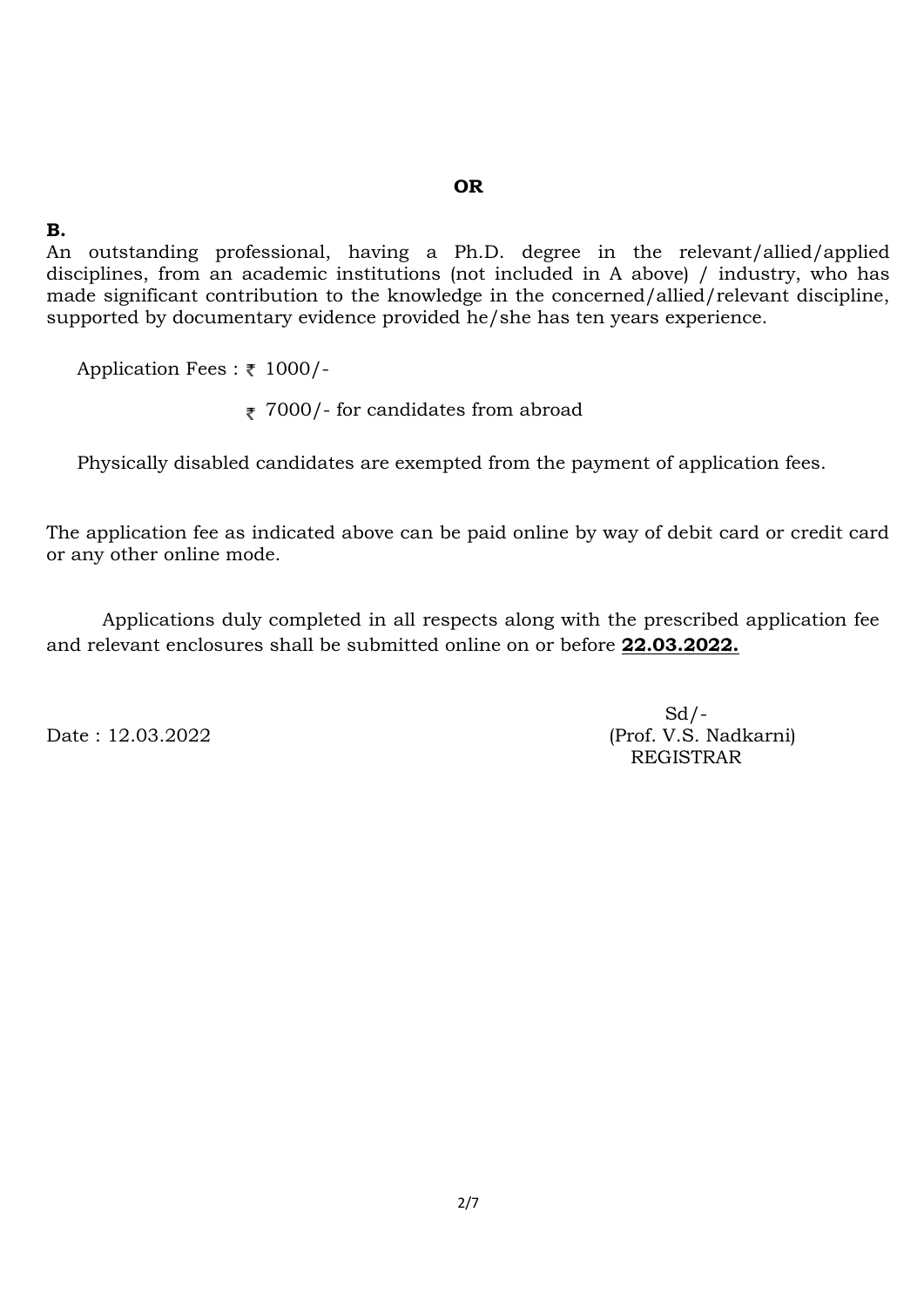**OR**

**B.**

An outstanding professional, having a Ph.D. degree in the relevant/allied/applied disciplines, from an academic institutions (not included in A above) / industry, who has made significant contribution to the knowledge in the concerned/allied/relevant discipline, supported by documentary evidence provided he/she has ten years experience.

Application Fees : ₹ 1000/-

₹ 7000/- for candidates from abroad

Physically disabled candidates are exempted from the payment of application fees.

The application fee as indicated above can be paid online by way of debit card or credit card or any other online mode.

Applications duly completed in all respects along with the prescribed application fee and relevant enclosures shall be submitted online on or before **22.03.2022.**

Date : 12.03.2022

Sd/-
(Prof. V.S. Nadkarni)
REGISTRAR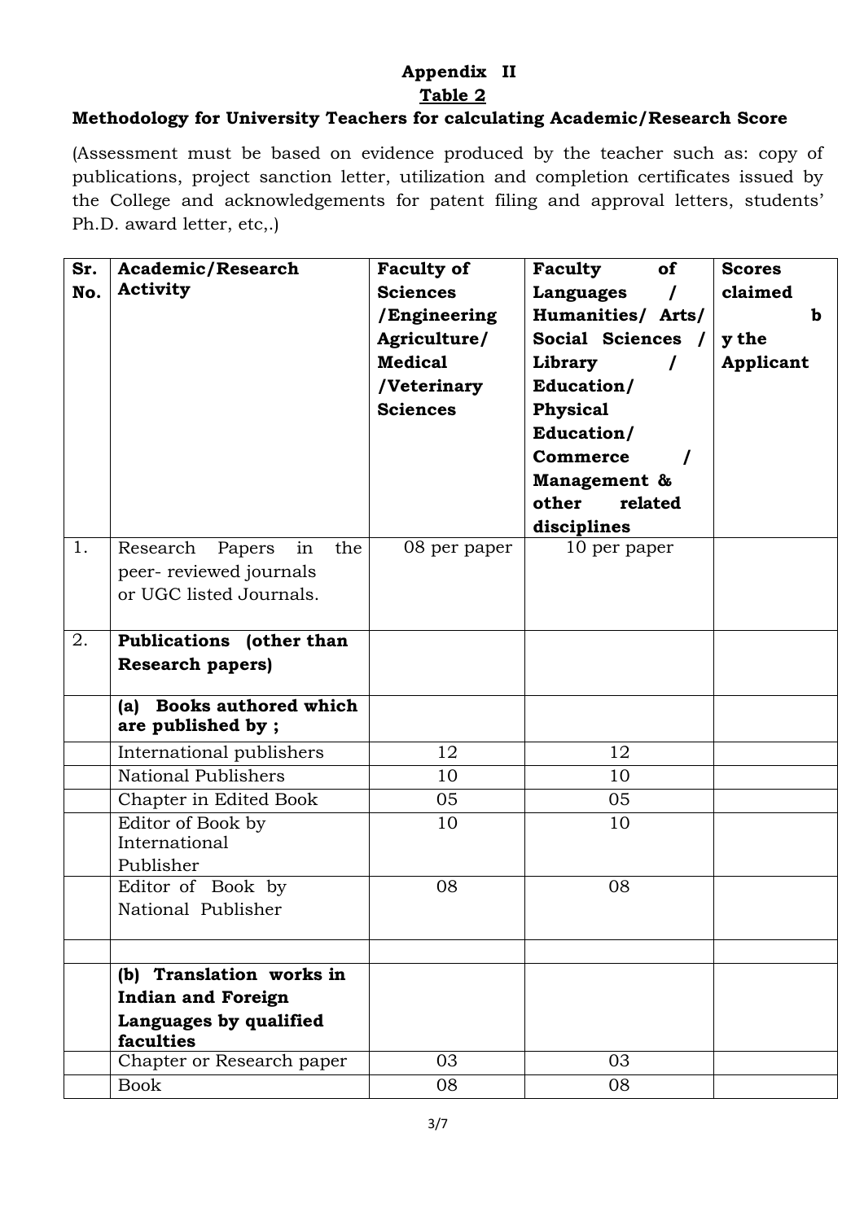**Appendix II**

**Table 2**

**Methodology for University Teachers for calculating Academic/Research Score**

(Assessment must be based on evidence produced by the teacher such as: copy of publications, project sanction letter, utilization and completion certificates issued by the College and acknowledgements for patent filing and approval letters, students' Ph.D. award letter, etc,.)

| Sr. No. | Academic/Research Activity | Faculty of Sciences /Engineering Agriculture/ Medical /Veterinary Sciences | Faculty of Languages / Humanities/ Arts/ Social Sciences / Library / Education/ Physical Education/ Commerce / Management & other related disciplines | Scores claimed by the Applicant |
|---|---|---|---|---|
| 1. | Research Papers in the peer- reviewed journals or UGC listed Journals. | 08 per paper | 10 per paper | |
| 2. | **Publications (other than Research papers)** | | | |
| | **(a) Books authored which are published by ;** | | | |
| | International publishers | 12 | 12 | |
| | National Publishers | 10 | 10 | |
| | Chapter in Edited Book | 05 | 05 | |
| | Editor of Book by International Publisher | 10 | 10 | |
| | Editor of Book by National Publisher | 08 | 08 | |
| | | | | |
| | **(b) Translation works in Indian and Foreign Languages by qualified faculties** | | | |
| | Chapter or Research paper | 03 | 03 | |
| | Book | 08 | 08 | |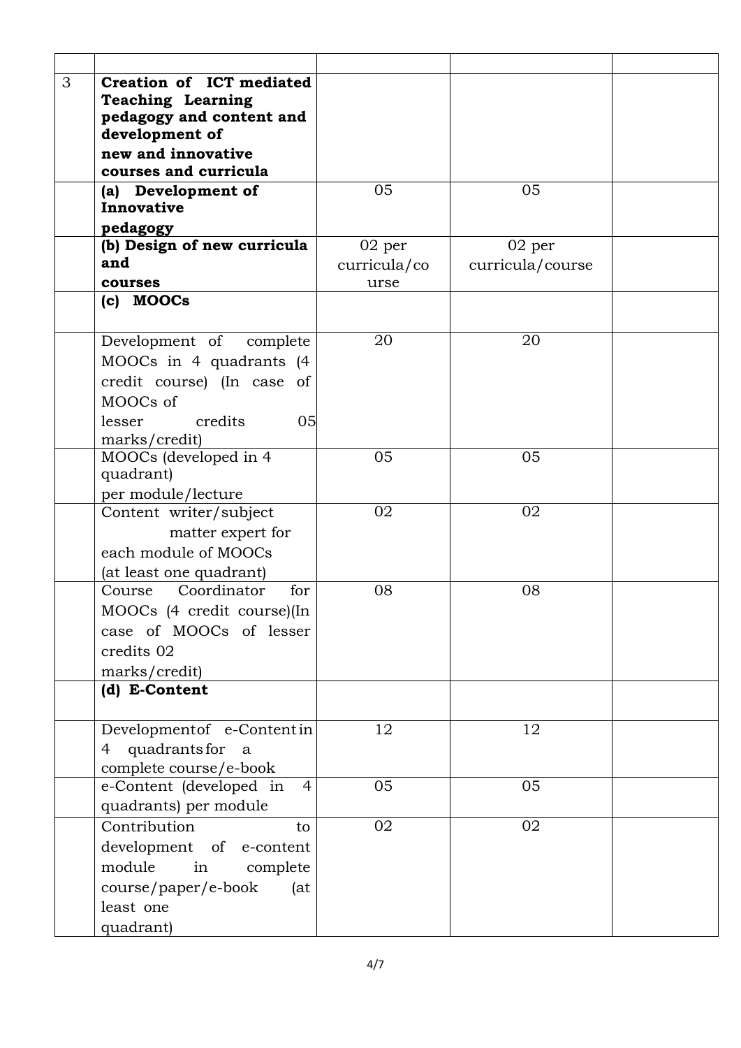| | | | | |
|---|---|---|---|---|
| 3 | **Creation of ICT mediated Teaching Learning pedagogy and content and development of new and innovative courses and curricula** | | | |
| | **(a) Development of Innovative pedagogy** | 05 | 05 | |
| | **(b) Design of new curricula and courses** | 02 per curricula/course | 02 per curricula/course | |
| | **(c) MOOCs** | | | |
| | Development of complete MOOCs in 4 quadrants (4 credit course) (In case of MOOCs of lesser credits 05 marks/credit) | 20 | 20 | |
| | MOOCs (developed in 4 quadrant) per module/lecture | 05 | 05 | |
| | Content writer/subject matter expert for each module of MOOCs (at least one quadrant) | 02 | 02 | |
| | Course Coordinator for MOOCs (4 credit course)(In case of MOOCs of lesser credits 02 marks/credit) | 08 | 08 | |
| | **(d) E-Content** | | | |
| | Development of e-Content in 4 quadrants for a complete course/e-book | 12 | 12 | |
| | e-Content (developed in 4 quadrants) per module | 05 | 05 | |
| | Contribution to development of e-content module in complete course/paper/e-book (at least one quadrant) | 02 | 02 | |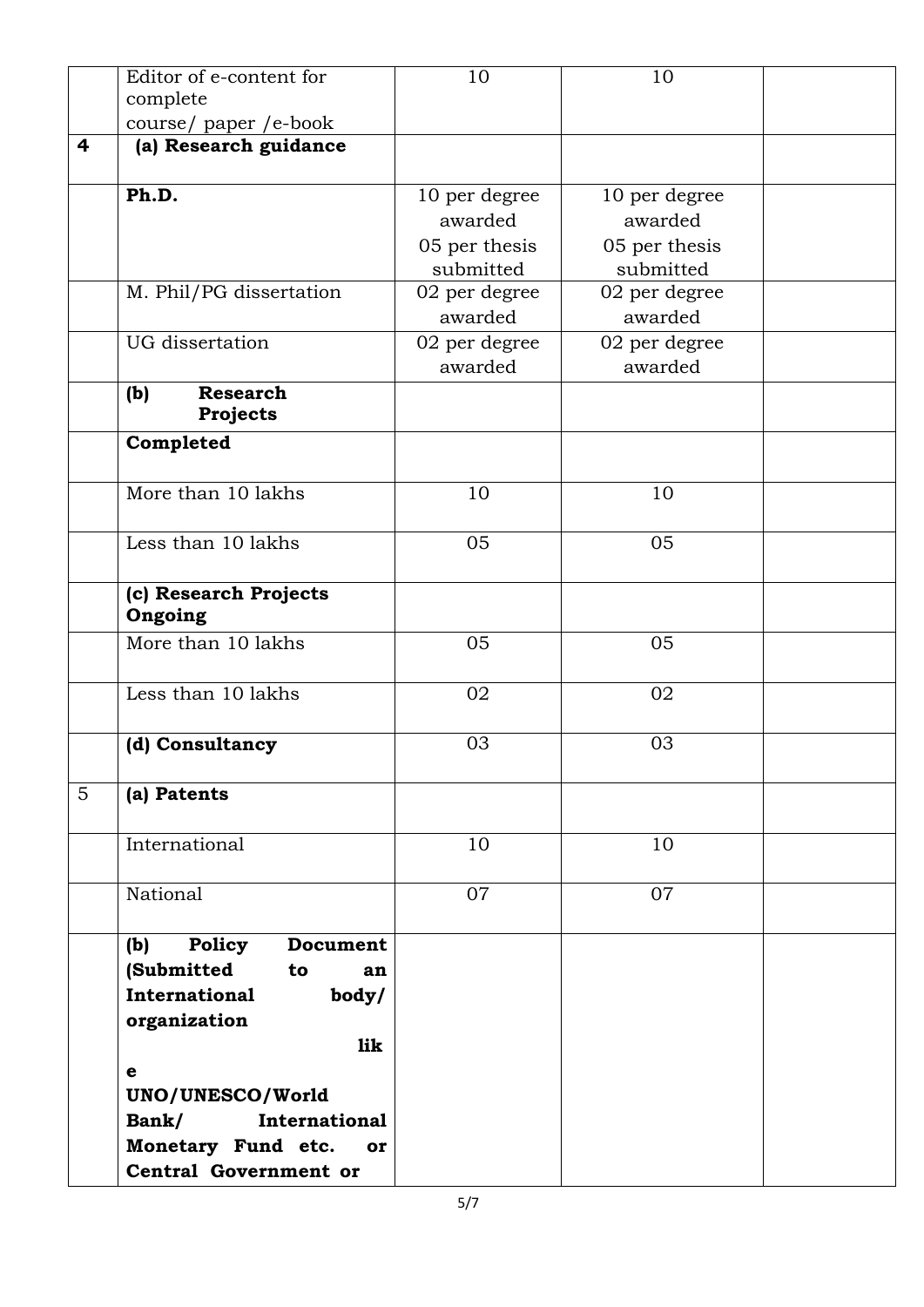|  | Editor of e-content for complete course/ paper /e-book | 10 | 10 |  |
|---|---|---|---|---|
| **4** | **(a) Research guidance** |  |  |  |
|  | **Ph.D.** | 10 per degree awarded<br>05 per thesis submitted | 10 per degree awarded<br>05 per thesis submitted |  |
|  | M. Phil/PG dissertation | 02 per degree awarded | 02 per degree awarded |  |
|  | UG dissertation | 02 per degree awarded | 02 per degree awarded |  |
|  | **(b) Research Projects** |  |  |  |
|  | **Completed** |  |  |  |
|  | More than 10 lakhs | 10 | 10 |  |
|  | Less than 10 lakhs | 05 | 05 |  |
|  | **(c) Research Projects Ongoing** |  |  |  |
|  | More than 10 lakhs | 05 | 05 |  |
|  | Less than 10 lakhs | 02 | 02 |  |
|  | **(d) Consultancy** | 03 | 03 |  |
| 5 | **(a) Patents** |  |  |  |
|  | International | 10 | 10 |  |
|  | National | 07 | 07 |  |
|  | **(b) Policy Document (Submitted to an International body/ organization like UNO/UNESCO/World Bank/ International Monetary Fund etc. or Central Government or** |  |  |  |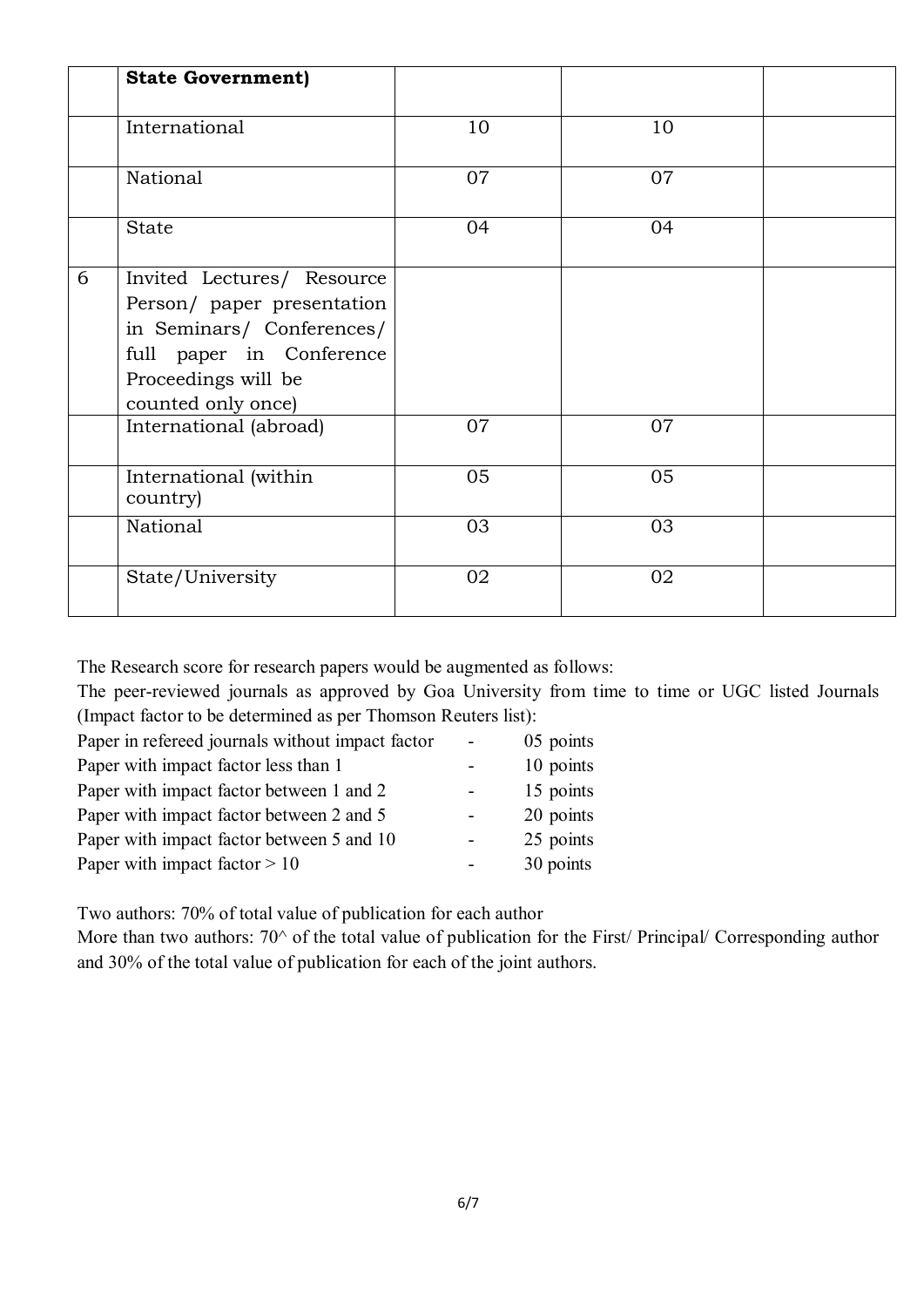| | **State Government)** | | | |
|---|---|---|---|---|
| | International | 10 | 10 | |
| | National | 07 | 07 | |
| | State | 04 | 04 | |
| 6 | Invited Lectures/ Resource Person/ paper presentation in Seminars/ Conferences/ full paper in Conference Proceedings will be counted only once) | | | |
| | International (abroad) | 07 | 07 | |
| | International (within country) | 05 | 05 | |
| | National | 03 | 03 | |
| | State/University | 02 | 02 | |

The Research score for research papers would be augmented as follows:

The peer-reviewed journals as approved by Goa University from time to time or UGC listed Journals (Impact factor to be determined as per Thomson Reuters list):

| | | |
|---|---|---|
| Paper in refereed journals without impact factor | - | 05 points |
| Paper with impact factor less than 1 | - | 10 points |
| Paper with impact factor between 1 and 2 | - | 15 points |
| Paper with impact factor between 2 and 5 | - | 20 points |
| Paper with impact factor between 5 and 10 | - | 25 points |
| Paper with impact factor > 10 | - | 30 points |

Two authors: 70% of total value of publication for each author

More than two authors: 70^ of the total value of publication for the First/ Principal/ Corresponding author and 30% of the total value of publication for each of the joint authors.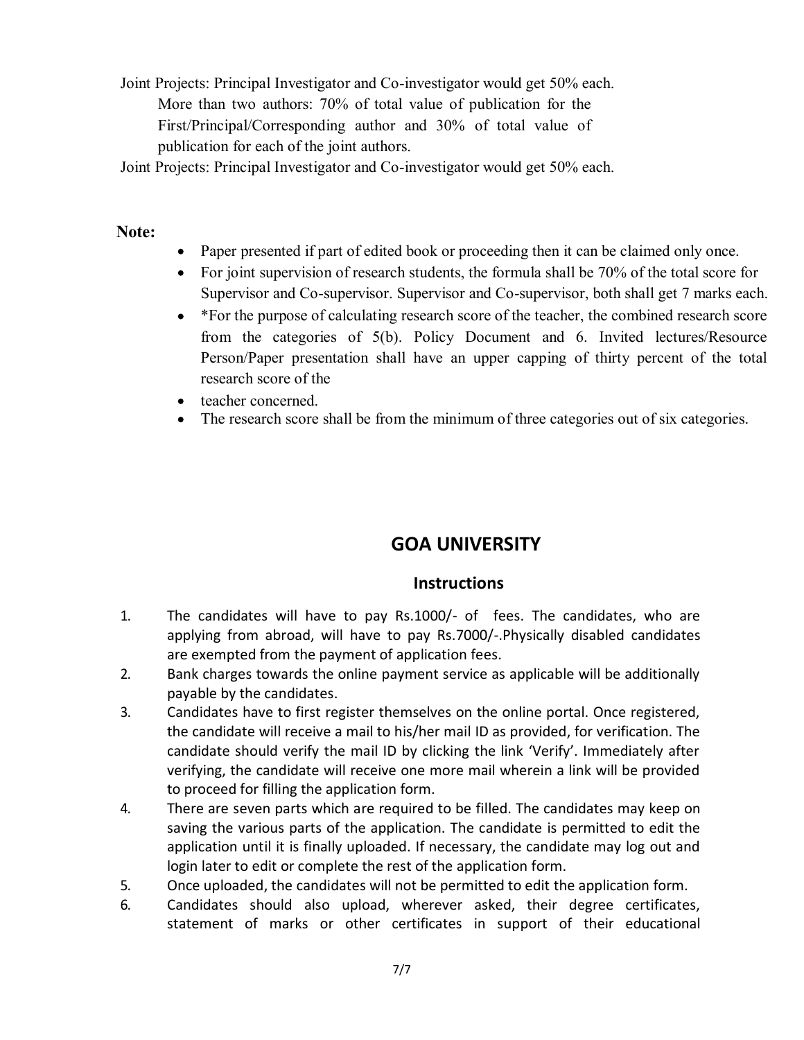Joint Projects: Principal Investigator and Co-investigator would get 50% each.

More than two authors: 70% of total value of publication for the First/Principal/Corresponding author and 30% of total value of publication for each of the joint authors.

Joint Projects: Principal Investigator and Co-investigator would get 50% each.

**Note:**

- Paper presented if part of edited book or proceeding then it can be claimed only once.
- For joint supervision of research students, the formula shall be 70% of the total score for Supervisor and Co-supervisor. Supervisor and Co-supervisor, both shall get 7 marks each.
- *For the purpose of calculating research score of the teacher, the combined research score from the categories of 5(b). Policy Document and 6. Invited lectures/Resource Person/Paper presentation shall have an upper capping of thirty percent of the total research score of the
- teacher concerned.
- The research score shall be from the minimum of three categories out of six categories.

## GOA UNIVERSITY

### Instructions

1. The candidates will have to pay Rs.1000/- of fees. The candidates, who are applying from abroad, will have to pay Rs.7000/-.Physically disabled candidates are exempted from the payment of application fees.
2. Bank charges towards the online payment service as applicable will be additionally payable by the candidates.
3. Candidates have to first register themselves on the online portal. Once registered, the candidate will receive a mail to his/her mail ID as provided, for verification. The candidate should verify the mail ID by clicking the link 'Verify'. Immediately after verifying, the candidate will receive one more mail wherein a link will be provided to proceed for filling the application form.
4. There are seven parts which are required to be filled. The candidates may keep on saving the various parts of the application. The candidate is permitted to edit the application until it is finally uploaded. If necessary, the candidate may log out and login later to edit or complete the rest of the application form.
5. Once uploaded, the candidates will not be permitted to edit the application form.
6. Candidates should also upload, wherever asked, their degree certificates, statement of marks or other certificates in support of their educational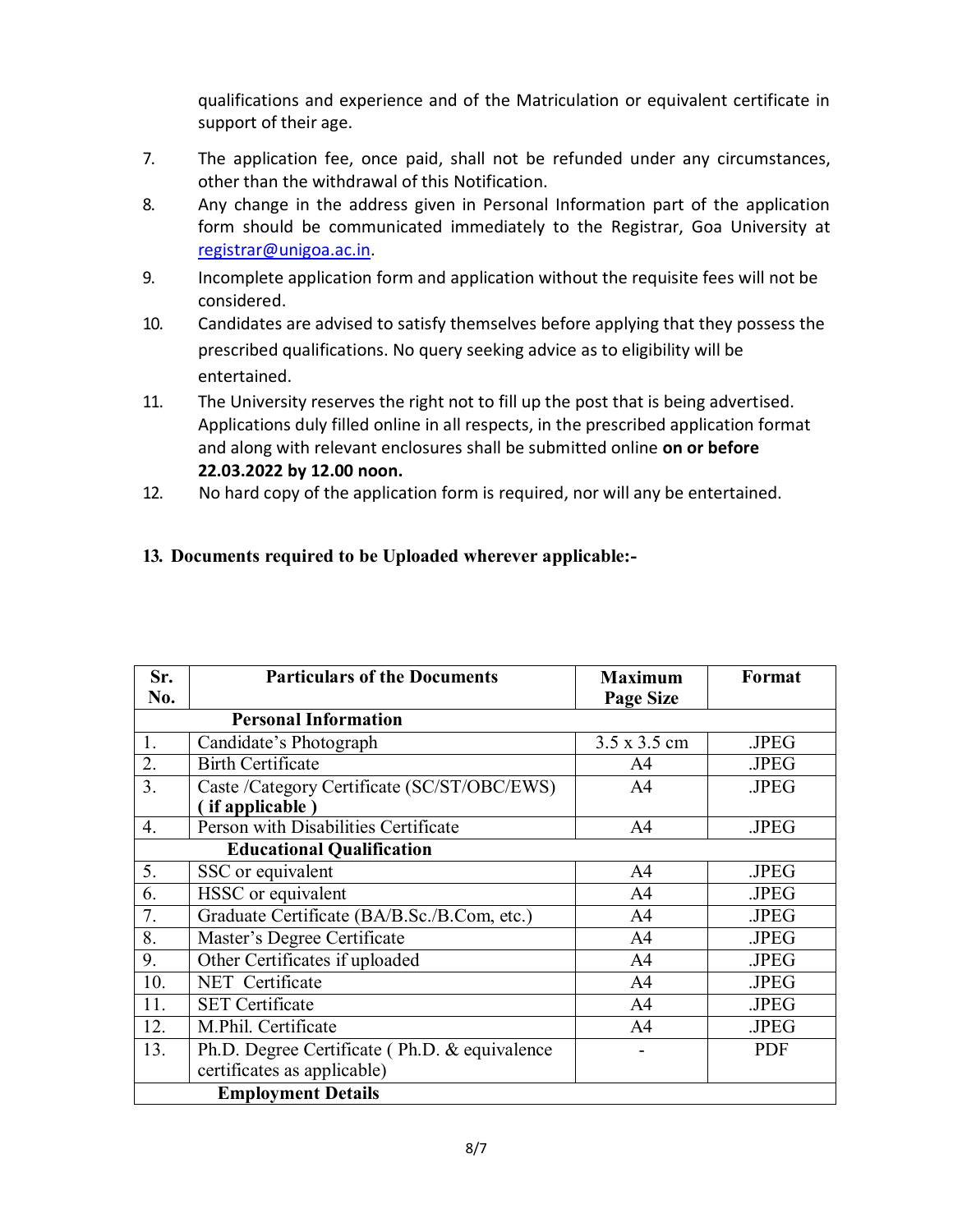qualifications and experience and of the Matriculation or equivalent certificate in support of their age.

7. The application fee, once paid, shall not be refunded under any circumstances, other than the withdrawal of this Notification.
8. Any change in the address given in Personal Information part of the application form should be communicated immediately to the Registrar, Goa University at registrar@unigoa.ac.in.
9. Incomplete application form and application without the requisite fees will not be considered.
10. Candidates are advised to satisfy themselves before applying that they possess the prescribed qualifications. No query seeking advice as to eligibility will be entertained.
11. The University reserves the right not to fill up the post that is being advertised. Applications duly filled online in all respects, in the prescribed application format and along with relevant enclosures shall be submitted online **on or before 22.03.2022 by 12.00 noon.**
12. No hard copy of the application form is required, nor will any be entertained.

**13. Documents required to be Uploaded wherever applicable:-**

| Sr. No. | Particulars of the Documents | Maximum Page Size | Format |
|---|---|---|---|
| | **Personal Information** | | |
| 1. | Candidate's Photograph | 3.5 x 3.5 cm | .JPEG |
| 2. | Birth Certificate | A4 | .JPEG |
| 3. | Caste /Category Certificate (SC/ST/OBC/EWS) **( if applicable )** | A4 | .JPEG |
| 4. | Person with Disabilities Certificate | A4 | .JPEG |
| | **Educational Qualification** | | |
| 5. | SSC or equivalent | A4 | .JPEG |
| 6. | HSSC or equivalent | A4 | .JPEG |
| 7. | Graduate Certificate (BA/B.Sc./B.Com, etc.) | A4 | .JPEG |
| 8. | Master's Degree Certificate | A4 | .JPEG |
| 9. | Other Certificates if uploaded | A4 | .JPEG |
| 10. | NET Certificate | A4 | .JPEG |
| 11. | SET Certificate | A4 | .JPEG |
| 12. | M.Phil. Certificate | A4 | .JPEG |
| 13. | Ph.D. Degree Certificate ( Ph.D. & equivalence certificates as applicable) | - | PDF |
| | **Employment Details** | | |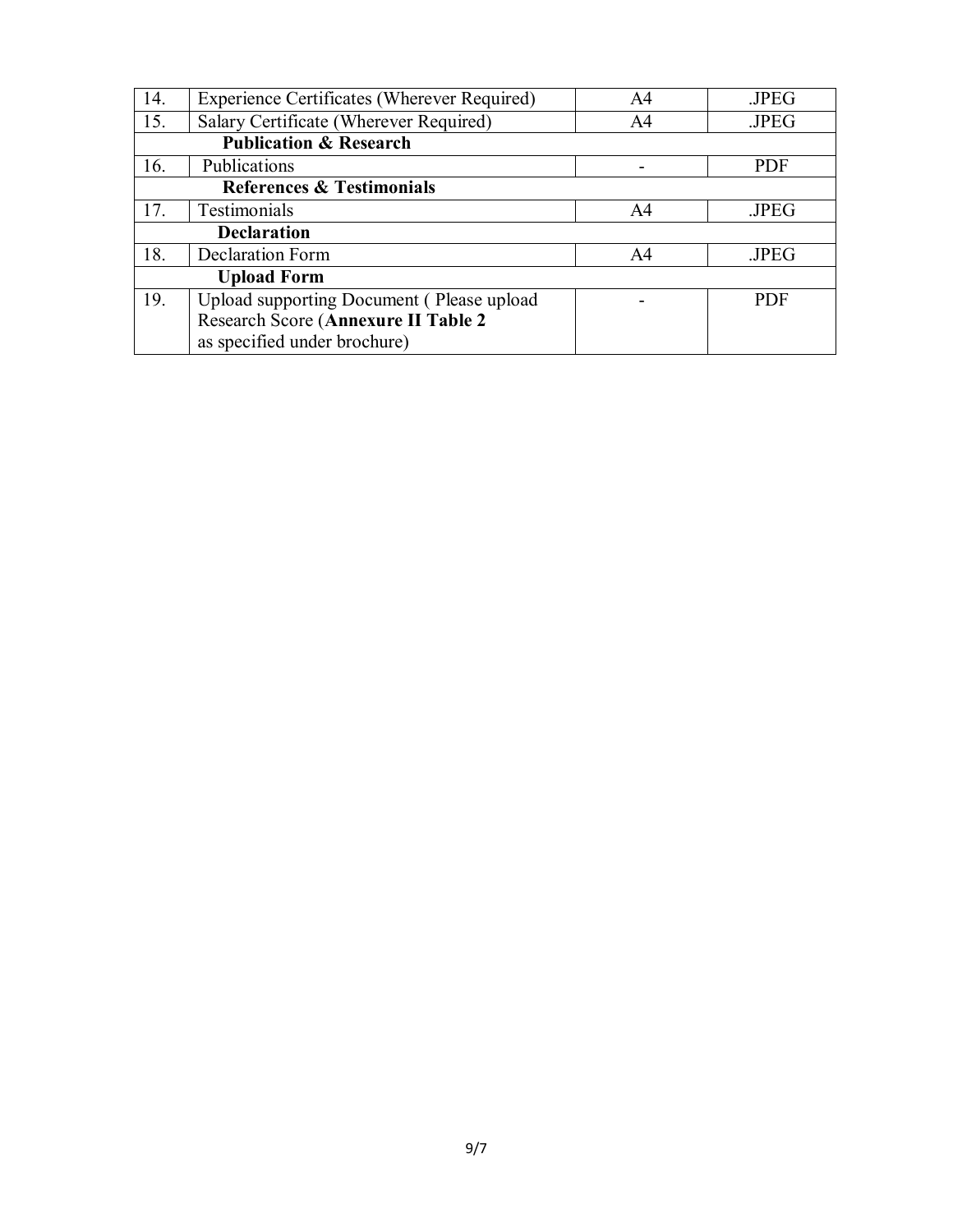| | | | |
|---|---|---|---|
| 14. | Experience Certificates (Wherever Required) | A4 | .JPEG |
| 15. | Salary Certificate (Wherever Required) | A4 | .JPEG |
| | **Publication & Research** | | |
| 16. | Publications | - | PDF |
| | **References & Testimonials** | | |
| 17. | Testimonials | A4 | .JPEG |
| | **Declaration** | | |
| 18. | Declaration Form | A4 | .JPEG |
| | **Upload Form** | | |
| 19. | Upload supporting Document ( Please upload Research Score (**Annexure II Table 2** as specified under brochure) | - | PDF |